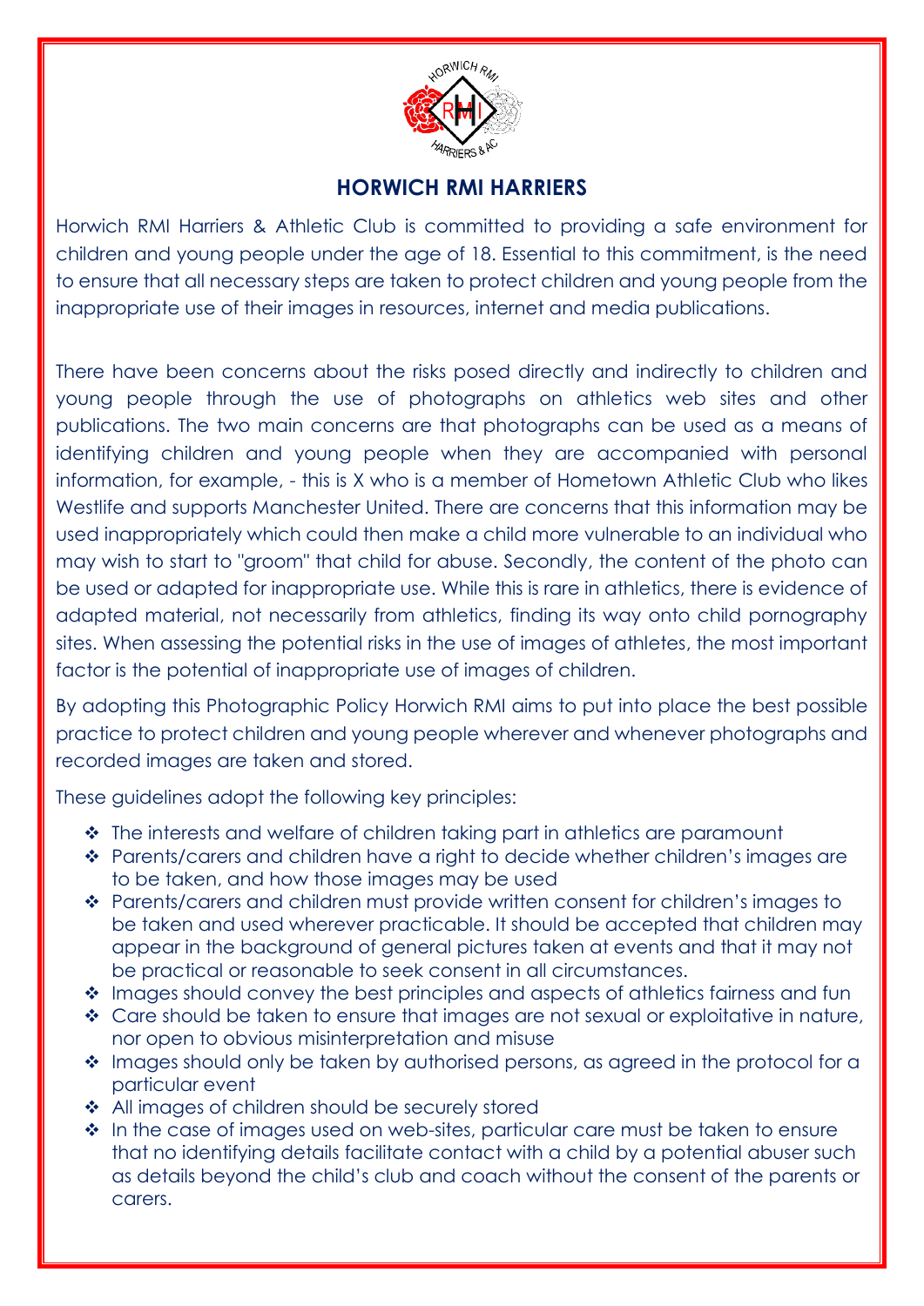# HORWICH RMI HARRIERS

Horwich RMI Harriers & Athletic Club is committed to providing a safe environment for children and young people under the age of 18. Essential to this commitment, is the need to ensure that all necessary steps are taken to protect children and young people from the inappropriate use of their images in resources, internet and media publications.

There have been concerns about the risks posed directly and indirectly to children and young people through the use of photographs on athletics web sites and other publications. The two main concerns are that photographs can be used as a means of identifying children and young people when they are accompanied with personal information, for example, - this is X who is a member of Hometown Athletic Club who likes Westlife and supports Manchester United. There are concerns that this information may be used inappropriately which could then make a child more vulnerable to an individual who may wish to start to "groom" that child for abuse. Secondly, the content of the photo can be used or adapted for inappropriate use. While this is rare in athletics, there is evidence of adapted material, not necessarily from athletics, finding its way onto child pornography sites. When assessing the potential risks in the use of images of athletes, the most important factor is the potential of inappropriate use of images of children.

By adopting this Photographic Policy Horwich RMI aims to put into place the best possible practice to protect children and young people wherever and whenever photographs and recorded images are taken and stored.

These guidelines adopt the following key principles:

- The interests and welfare of children taking part in athletics are paramount
- Parents/carers and children have a right to decide whether children's images are to be taken, and how those images may be used
- Parents/carers and children must provide written consent for children's images to be taken and used wherever practicable. It should be accepted that children may appear in the background of general pictures taken at events and that it may not be practical or reasonable to seek consent in all circumstances.
- Images should convey the best principles and aspects of athletics fairness and fun
- Care should be taken to ensure that images are not sexual or exploitative in nature, nor open to obvious misinterpretation and misuse
- Images should only be taken by authorised persons, as agreed in the protocol for a particular event
- All images of children should be securely stored
- In the case of images used on web-sites, particular care must be taken to ensure that no identifying details facilitate contact with a child by a potential abuser such as details beyond the child's club and coach without the consent of the parents or carers.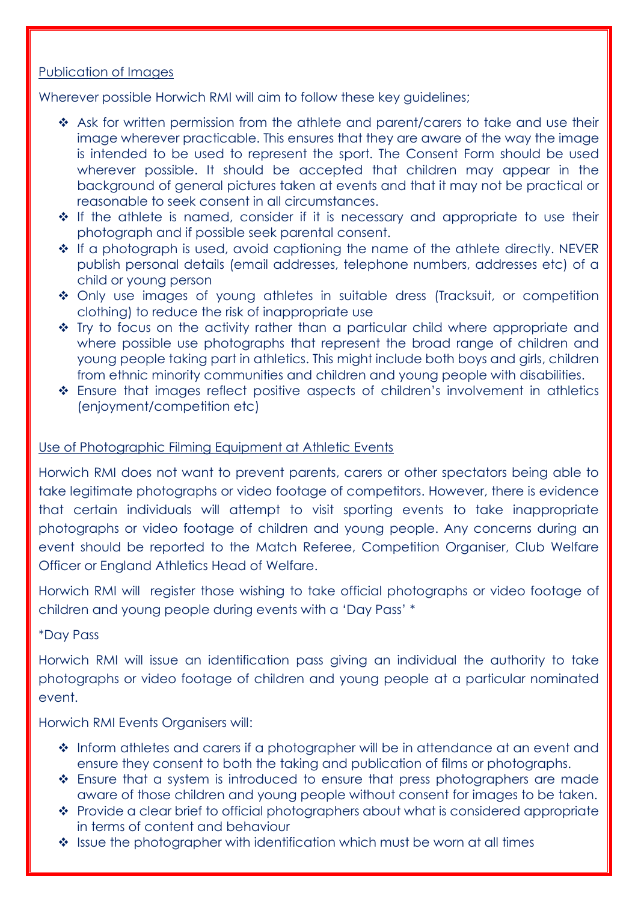Publication of Images

Wherever possible Horwich RMI will aim to follow these key guidelines;

- Ask for written permission from the athlete and parent/carers to take and use their image wherever practicable. This ensures that they are aware of the way the image is intended to be used to represent the sport. The Consent Form should be used wherever possible. It should be accepted that children may appear in the background of general pictures taken at events and that it may not be practical or reasonable to seek consent in all circumstances.
- If the athlete is named, consider if it is necessary and appropriate to use their photograph and if possible seek parental consent.
- If a photograph is used, avoid captioning the name of the athlete directly. NEVER publish personal details (email addresses, telephone numbers, addresses etc) of a child or young person
- Only use images of young athletes in suitable dress (Tracksuit, or competition clothing) to reduce the risk of inappropriate use
- Try to focus on the activity rather than a particular child where appropriate and where possible use photographs that represent the broad range of children and young people taking part in athletics. This might include both boys and girls, children from ethnic minority communities and children and young people with disabilities.
- Ensure that images reflect positive aspects of children's involvement in athletics (enjoyment/competition etc)

Use of Photographic Filming Equipment at Athletic Events

Horwich RMI does not want to prevent parents, carers or other spectators being able to take legitimate photographs or video footage of competitors. However, there is evidence that certain individuals will attempt to visit sporting events to take inappropriate photographs or video footage of children and young people. Any concerns during an event should be reported to the Match Referee, Competition Organiser, Club Welfare Officer or England Athletics Head of Welfare.

Horwich RMI will register those wishing to take official photographs or video footage of children and young people during events with a 'Day Pass' *

*Day Pass

Horwich RMI will issue an identification pass giving an individual the authority to take photographs or video footage of children and young people at a particular nominated event.

Horwich RMI Events Organisers will:

- Inform athletes and carers if a photographer will be in attendance at an event and ensure they consent to both the taking and publication of films or photographs.
- Ensure that a system is introduced to ensure that press photographers are made aware of those children and young people without consent for images to be taken.
- Provide a clear brief to official photographers about what is considered appropriate in terms of content and behaviour
- Issue the photographer with identification which must be worn at all times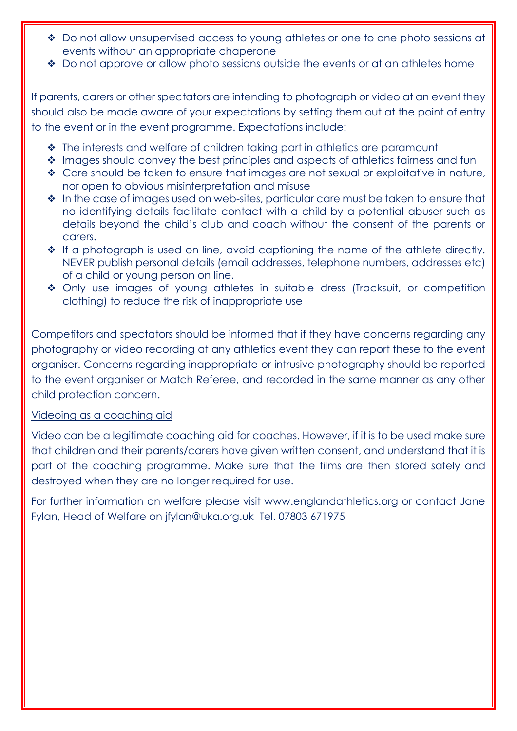- Do not allow unsupervised access to young athletes or one to one photo sessions at events without an appropriate chaperone
- Do not approve or allow photo sessions outside the events or at an athletes home

If parents, carers or other spectators are intending to photograph or video at an event they should also be made aware of your expectations by setting them out at the point of entry to the event or in the event programme. Expectations include:

- The interests and welfare of children taking part in athletics are paramount
- Images should convey the best principles and aspects of athletics fairness and fun
- Care should be taken to ensure that images are not sexual or exploitative in nature, nor open to obvious misinterpretation and misuse
- In the case of images used on web-sites, particular care must be taken to ensure that no identifying details facilitate contact with a child by a potential abuser such as details beyond the child's club and coach without the consent of the parents or carers.
- If a photograph is used on line, avoid captioning the name of the athlete directly. NEVER publish personal details (email addresses, telephone numbers, addresses etc) of a child or young person on line.
- Only use images of young athletes in suitable dress (Tracksuit, or competition clothing) to reduce the risk of inappropriate use

Competitors and spectators should be informed that if they have concerns regarding any photography or video recording at any athletics event they can report these to the event organiser. Concerns regarding inappropriate or intrusive photography should be reported to the event organiser or Match Referee, and recorded in the same manner as any other child protection concern.

<u>Videoing as a coaching aid</u>

Video can be a legitimate coaching aid for coaches. However, if it is to be used make sure that children and their parents/carers have given written consent, and understand that it is part of the coaching programme. Make sure that the films are then stored safely and destroyed when they are no longer required for use.

For further information on welfare please visit www.englandathletics.org or contact Jane Fylan, Head of Welfare on jfylan@uka.org.uk Tel. 07803 671975